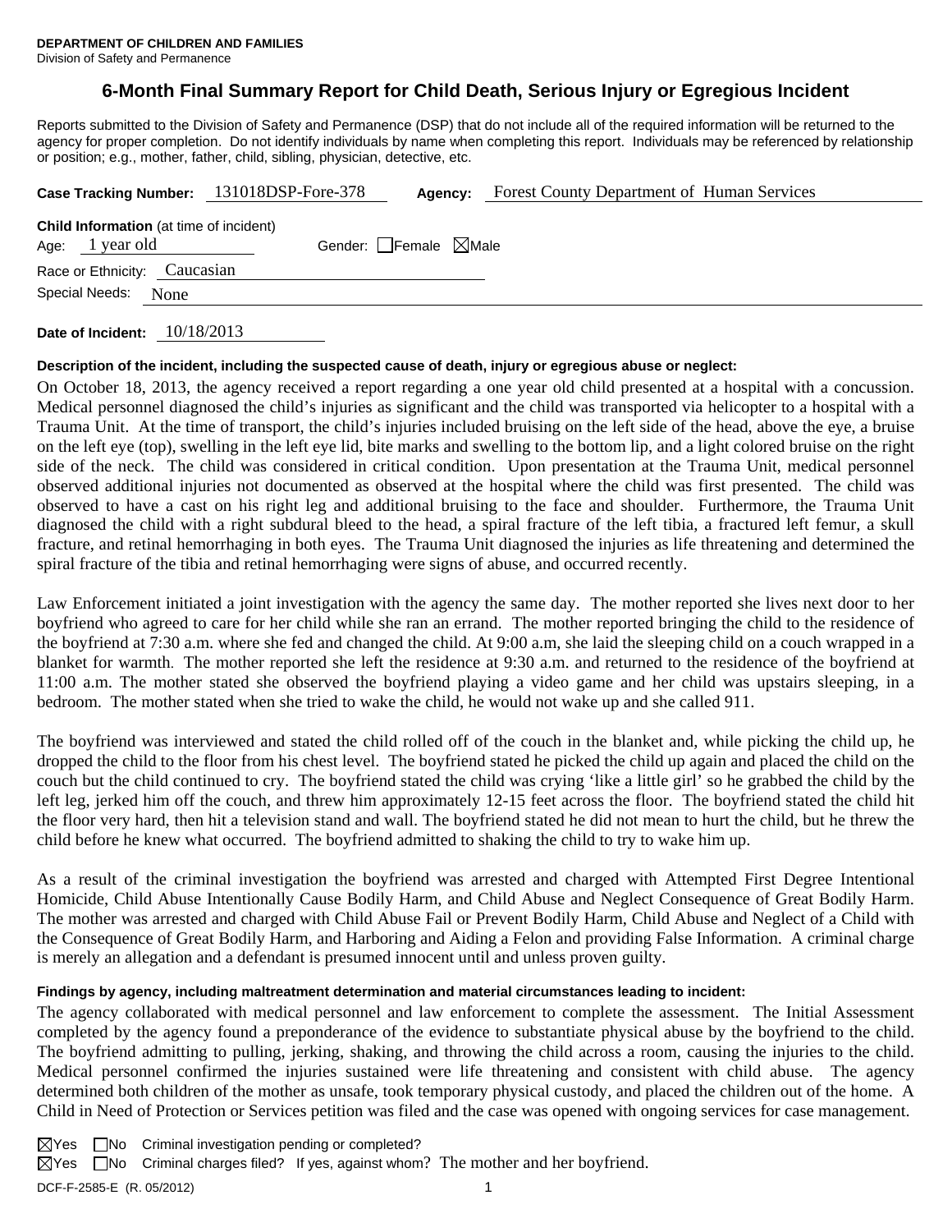**DEPARTMENT OF CHILDREN AND FAMILIES**
Division of Safety and Permanence

# 6-Month Final Summary Report for Child Death, Serious Injury or Egregious Incident

Reports submitted to the Division of Safety and Permanence (DSP) that do not include all of the required information will be returned to the agency for proper completion. Do not identify individuals by name when completing this report. Individuals may be referenced by relationship or position; e.g., mother, father, child, sibling, physician, detective, etc.

**Case Tracking Number:** 131018DSP-Fore-378 **Agency:** Forest County Department of Human Services

**Child Information** (at time of incident)
Age: 1 year old Gender: ☐Female ☒Male
Race or Ethnicity: Caucasian
Special Needs: None

**Date of Incident:** 10/18/2013

**Description of the incident, including the suspected cause of death, injury or egregious abuse or neglect:**

On October 18, 2013, the agency received a report regarding a one year old child presented at a hospital with a concussion. Medical personnel diagnosed the child's injuries as significant and the child was transported via helicopter to a hospital with a Trauma Unit. At the time of transport, the child's injuries included bruising on the left side of the head, above the eye, a bruise on the left eye (top), swelling in the left eye lid, bite marks and swelling to the bottom lip, and a light colored bruise on the right side of the neck. The child was considered in critical condition. Upon presentation at the Trauma Unit, medical personnel observed additional injuries not documented as observed at the hospital where the child was first presented. The child was observed to have a cast on his right leg and additional bruising to the face and shoulder. Furthermore, the Trauma Unit diagnosed the child with a right subdural bleed to the head, a spiral fracture of the left tibia, a fractured left femur, a skull fracture, and retinal hemorrhaging in both eyes. The Trauma Unit diagnosed the injuries as life threatening and determined the spiral fracture of the tibia and retinal hemorrhaging were signs of abuse, and occurred recently.

Law Enforcement initiated a joint investigation with the agency the same day. The mother reported she lives next door to her boyfriend who agreed to care for her child while she ran an errand. The mother reported bringing the child to the residence of the boyfriend at 7:30 a.m. where she fed and changed the child. At 9:00 a.m, she laid the sleeping child on a couch wrapped in a blanket for warmth. The mother reported she left the residence at 9:30 a.m. and returned to the residence of the boyfriend at 11:00 a.m. The mother stated she observed the boyfriend playing a video game and her child was upstairs sleeping, in a bedroom. The mother stated when she tried to wake the child, he would not wake up and she called 911.

The boyfriend was interviewed and stated the child rolled off of the couch in the blanket and, while picking the child up, he dropped the child to the floor from his chest level. The boyfriend stated he picked the child up again and placed the child on the couch but the child continued to cry. The boyfriend stated the child was crying 'like a little girl' so he grabbed the child by the left leg, jerked him off the couch, and threw him approximately 12-15 feet across the floor. The boyfriend stated the child hit the floor very hard, then hit a television stand and wall. The boyfriend stated he did not mean to hurt the child, but he threw the child before he knew what occurred. The boyfriend admitted to shaking the child to try to wake him up.

As a result of the criminal investigation the boyfriend was arrested and charged with Attempted First Degree Intentional Homicide, Child Abuse Intentionally Cause Bodily Harm, and Child Abuse and Neglect Consequence of Great Bodily Harm. The mother was arrested and charged with Child Abuse Fail or Prevent Bodily Harm, Child Abuse and Neglect of a Child with the Consequence of Great Bodily Harm, and Harboring and Aiding a Felon and providing False Information. A criminal charge is merely an allegation and a defendant is presumed innocent until and unless proven guilty.

**Findings by agency, including maltreatment determination and material circumstances leading to incident:**

The agency collaborated with medical personnel and law enforcement to complete the assessment. The Initial Assessment completed by the agency found a preponderance of the evidence to substantiate physical abuse by the boyfriend to the child. The boyfriend admitting to pulling, jerking, shaking, and throwing the child across a room, causing the injuries to the child. Medical personnel confirmed the injuries sustained were life threatening and consistent with child abuse. The agency determined both children of the mother as unsafe, took temporary physical custody, and placed the children out of the home. A Child in Need of Protection or Services petition was filed and the case was opened with ongoing services for case management.

☒Yes ☐No Criminal investigation pending or completed?
☒Yes ☐No Criminal charges filed? If yes, against whom? The mother and her boyfriend.

DCF-F-2585-E (R. 05/2012)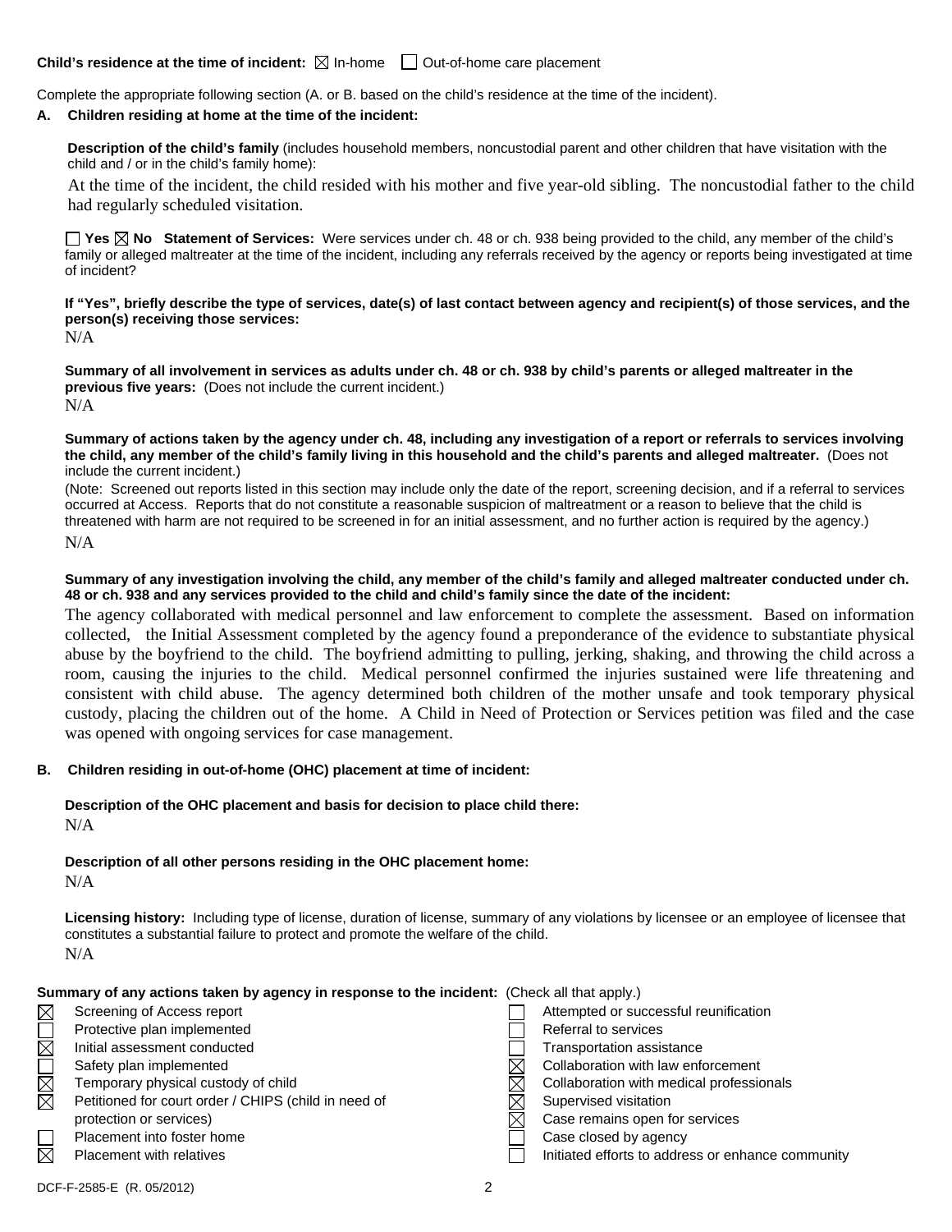**Child's residence at the time of incident:** ☒ In-home ☐ Out-of-home care placement

Complete the appropriate following section (A. or B. based on the child's residence at the time of the incident).

**A. Children residing at home at the time of the incident:**

**Description of the child's family** (includes household members, noncustodial parent and other children that have visitation with the child and / or in the child's family home):

At the time of the incident, the child resided with his mother and five year-old sibling. The noncustodial father to the child had regularly scheduled visitation.

☐ **Yes** ☒ **No Statement of Services:** Were services under ch. 48 or ch. 938 being provided to the child, any member of the child's family or alleged maltreater at the time of the incident, including any referrals received by the agency or reports being investigated at time of incident?

**If "Yes", briefly describe the type of services, date(s) of last contact between agency and recipient(s) of those services, and the person(s) receiving those services:**

N/A

**Summary of all involvement in services as adults under ch. 48 or ch. 938 by child's parents or alleged maltreater in the previous five years:** (Does not include the current incident.)

N/A

**Summary of actions taken by the agency under ch. 48, including any investigation of a report or referrals to services involving the child, any member of the child's family living in this household and the child's parents and alleged maltreater.** (Does not include the current incident.)

(Note: Screened out reports listed in this section may include only the date of the report, screening decision, and if a referral to services occurred at Access. Reports that do not constitute a reasonable suspicion of maltreatment or a reason to believe that the child is threatened with harm are not required to be screened in for an initial assessment, and no further action is required by the agency.)

N/A

**Summary of any investigation involving the child, any member of the child's family and alleged maltreater conducted under ch. 48 or ch. 938 and any services provided to the child and child's family since the date of the incident:**

The agency collaborated with medical personnel and law enforcement to complete the assessment. Based on information collected, the Initial Assessment completed by the agency found a preponderance of the evidence to substantiate physical abuse by the boyfriend to the child. The boyfriend admitting to pulling, jerking, shaking, and throwing the child across a room, causing the injuries to the child. Medical personnel confirmed the injuries sustained were life threatening and consistent with child abuse. The agency determined both children of the mother unsafe and took temporary physical custody, placing the children out of the home. A Child in Need of Protection or Services petition was filed and the case was opened with ongoing services for case management.

**B. Children residing in out-of-home (OHC) placement at time of incident:**

**Description of the OHC placement and basis for decision to place child there:**

N/A

**Description of all other persons residing in the OHC placement home:**

N/A

**Licensing history:** Including type of license, duration of license, summary of any violations by licensee or an employee of licensee that constitutes a substantial failure to protect and promote the welfare of the child.

N/A

**Summary of any actions taken by agency in response to the incident:** (Check all that apply.)

- ☒ Screening of Access report
- ☐ Protective plan implemented
- ☒ Initial assessment conducted
- ☐ Safety plan implemented
- ☒ Temporary physical custody of child
- ☒ Petitioned for court order / CHIPS (child in need of protection or services)
- ☐ Placement into foster home
- ☒ Placement with relatives
- ☐ Attempted or successful reunification
- ☐ Referral to services
- ☐ Transportation assistance
- ☒ Collaboration with law enforcement
- ☒ Collaboration with medical professionals
- ☒ Supervised visitation
- ☒ Case remains open for services
- ☐ Case closed by agency
- ☐ Initiated efforts to address or enhance community

DCF-F-2585-E (R. 05/2012)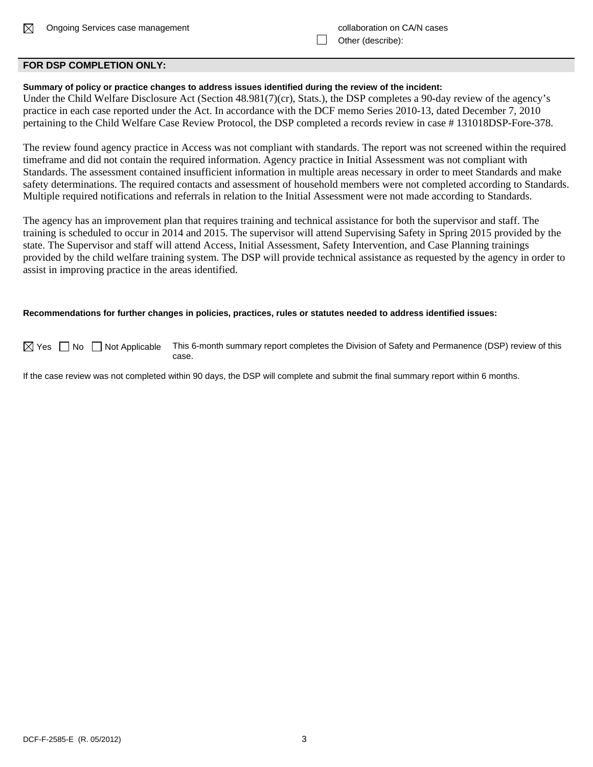☒ Ongoing Services case management

collaboration on CA/N cases

☐ Other (describe):

## FOR DSP COMPLETION ONLY:

**Summary of policy or practice changes to address issues identified during the review of the incident:**

Under the Child Welfare Disclosure Act (Section 48.981(7)(cr), Stats.), the DSP completes a 90-day review of the agency's practice in each case reported under the Act. In accordance with the DCF memo Series 2010-13, dated December 7, 2010 pertaining to the Child Welfare Case Review Protocol, the DSP completed a records review in case # 131018DSP-Fore-378.

The review found agency practice in Access was not compliant with standards. The report was not screened within the required timeframe and did not contain the required information. Agency practice in Initial Assessment was not compliant with Standards. The assessment contained insufficient information in multiple areas necessary in order to meet Standards and make safety determinations. The required contacts and assessment of household members were not completed according to Standards. Multiple required notifications and referrals in relation to the Initial Assessment were not made according to Standards.

The agency has an improvement plan that requires training and technical assistance for both the supervisor and staff. The training is scheduled to occur in 2014 and 2015. The supervisor will attend Supervising Safety in Spring 2015 provided by the state. The Supervisor and staff will attend Access, Initial Assessment, Safety Intervention, and Case Planning trainings provided by the child welfare training system. The DSP will provide technical assistance as requested by the agency in order to assist in improving practice in the areas identified.

**Recommendations for further changes in policies, practices, rules or statutes needed to address identified issues:**

☒ Yes ☐ No ☐ Not Applicable This 6-month summary report completes the Division of Safety and Permanence (DSP) review of this case.

If the case review was not completed within 90 days, the DSP will complete and submit the final summary report within 6 months.

DCF-F-2585-E (R. 05/2012)